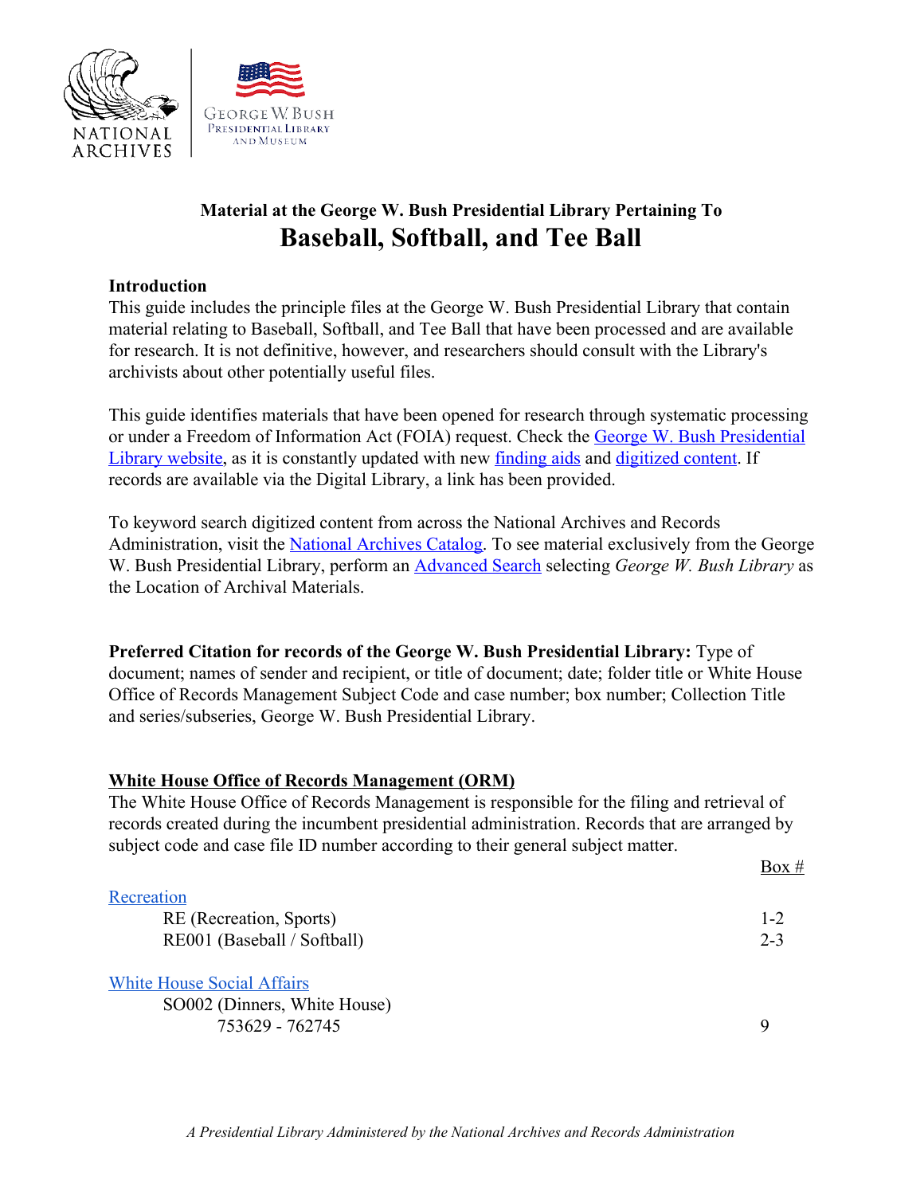NATIONAL ARCHIVES

GEORGE W. BUSH PRESIDENTIAL LIBRARY AND MUSEUM

## Material at the George W. Bush Presidential Library Pertaining To

# Baseball, Softball, and Tee Ball

**Introduction**

This guide includes the principle files at the George W. Bush Presidential Library that contain material relating to Baseball, Softball, and Tee Ball that have been processed and are available for research. It is not definitive, however, and researchers should consult with the Library's archivists about other potentially useful files.

This guide identifies materials that have been opened for research through systematic processing or under a Freedom of Information Act (FOIA) request. Check the George W. Bush Presidential Library website, as it is constantly updated with new finding aids and digitized content. If records are available via the Digital Library, a link has been provided.

To keyword search digitized content from across the National Archives and Records Administration, visit the National Archives Catalog. To see material exclusively from the George W. Bush Presidential Library, perform an Advanced Search selecting *George W. Bush Library* as the Location of Archival Materials.

**Preferred Citation for records of the George W. Bush Presidential Library:** Type of document; names of sender and recipient, or title of document; date; folder title or White House Office of Records Management Subject Code and case number; box number; Collection Title and series/subseries, George W. Bush Presidential Library.

**White House Office of Records Management (ORM)**

The White House Office of Records Management is responsible for the filing and retrieval of records created during the incumbent presidential administration. Records that are arranged by subject code and case file ID number according to their general subject matter.

| | Box # |
|---|---|
| Recreation | |
| RE (Recreation, Sports) | 1-2 |
| RE001 (Baseball / Softball) | 2-3 |
| White House Social Affairs | |
| SO002 (Dinners, White House) | |
| 753629 - 762745 | 9 |

*A Presidential Library Administered by the National Archives and Records Administration*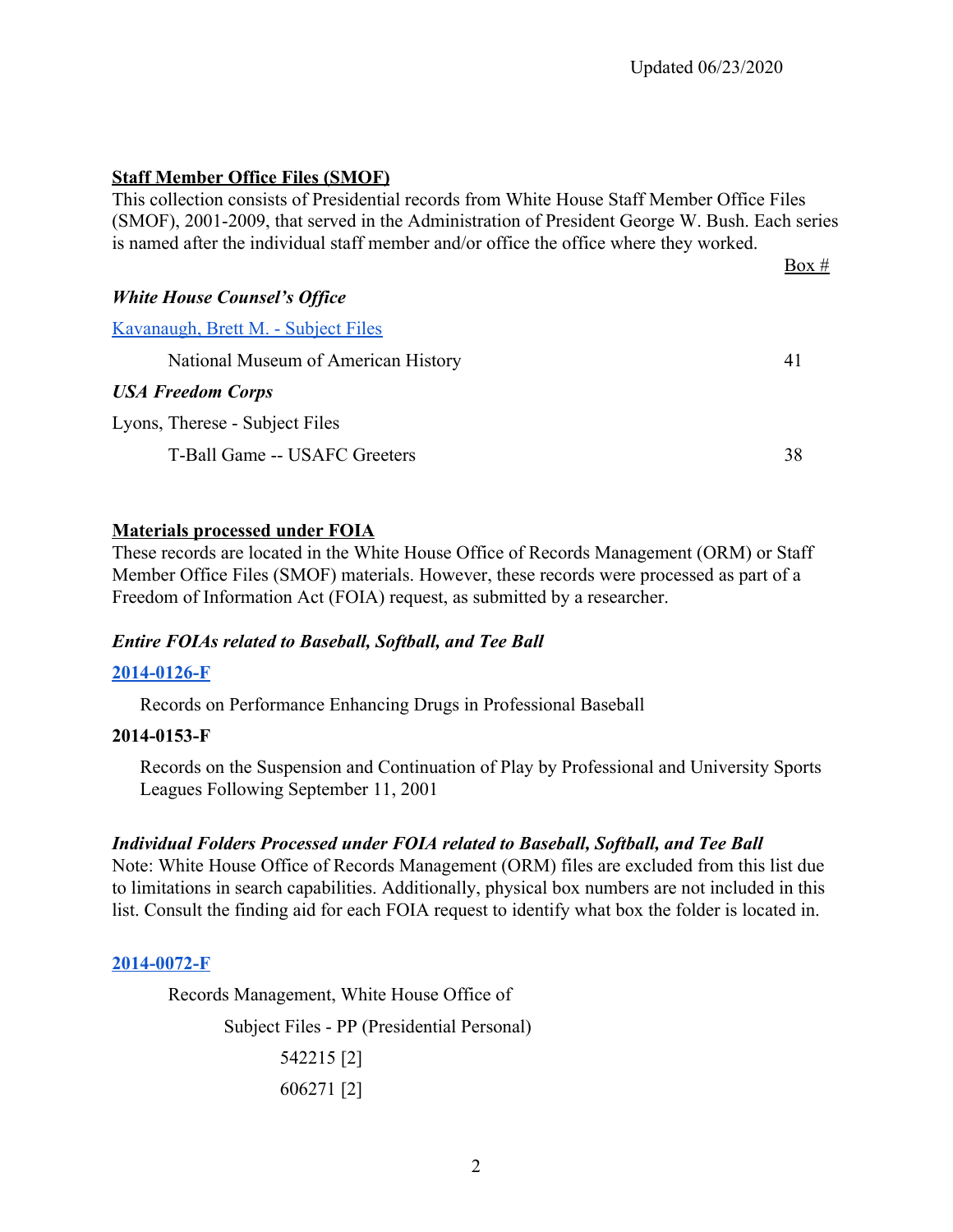Updated 06/23/2020

**Staff Member Office Files (SMOF)**

This collection consists of Presidential records from White House Staff Member Office Files (SMOF), 2001-2009, that served in the Administration of President George W. Bush. Each series is named after the individual staff member and/or office the office where they worked.

| | Box # |
|---|---|
| ***White House Counsel's Office*** | |
| Kavanaugh, Brett M. - Subject Files | |
| National Museum of American History | 41 |
| ***USA Freedom Corps*** | |
| Lyons, Therese - Subject Files | |
| T-Ball Game -- USAFC Greeters | 38 |

**Materials processed under FOIA**

These records are located in the White House Office of Records Management (ORM) or Staff Member Office Files (SMOF) materials. However, these records were processed as part of a Freedom of Information Act (FOIA) request, as submitted by a researcher.

***Entire FOIAs related to Baseball, Softball, and Tee Ball***

**2014-0126-F**

Records on Performance Enhancing Drugs in Professional Baseball

**2014-0153-F**

Records on the Suspension and Continuation of Play by Professional and University Sports Leagues Following September 11, 2001

***Individual Folders Processed under FOIA related to Baseball, Softball, and Tee Ball***

Note: White House Office of Records Management (ORM) files are excluded from this list due to limitations in search capabilities. Additionally, physical box numbers are not included in this list. Consult the finding aid for each FOIA request to identify what box the folder is located in.

**2014-0072-F**

Records Management, White House Office of

Subject Files - PP (Presidential Personal)

542215 [2]

606271 [2]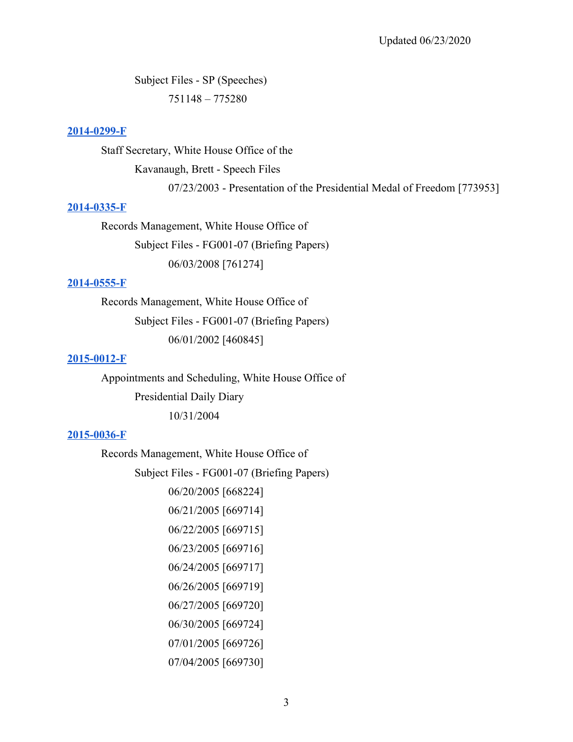Subject Files - SP (Speeches)

751148 – 775280

**2014-0299-F**

Staff Secretary, White House Office of the

Kavanaugh, Brett - Speech Files

07/23/2003 - Presentation of the Presidential Medal of Freedom [773953]

**2014-0335-F**

Records Management, White House Office of

Subject Files - FG001-07 (Briefing Papers)

06/03/2008 [761274]

**2014-0555-F**

Records Management, White House Office of

Subject Files - FG001-07 (Briefing Papers)

06/01/2002 [460845]

**2015-0012-F**

Appointments and Scheduling, White House Office of

Presidential Daily Diary

10/31/2004

**2015-0036-F**

Records Management, White House Office of

Subject Files - FG001-07 (Briefing Papers)

06/20/2005 [668224]

06/21/2005 [669714]

06/22/2005 [669715]

06/23/2005 [669716]

06/24/2005 [669717]

06/26/2005 [669719]

06/27/2005 [669720]

06/30/2005 [669724]

07/01/2005 [669726]

07/04/2005 [669730]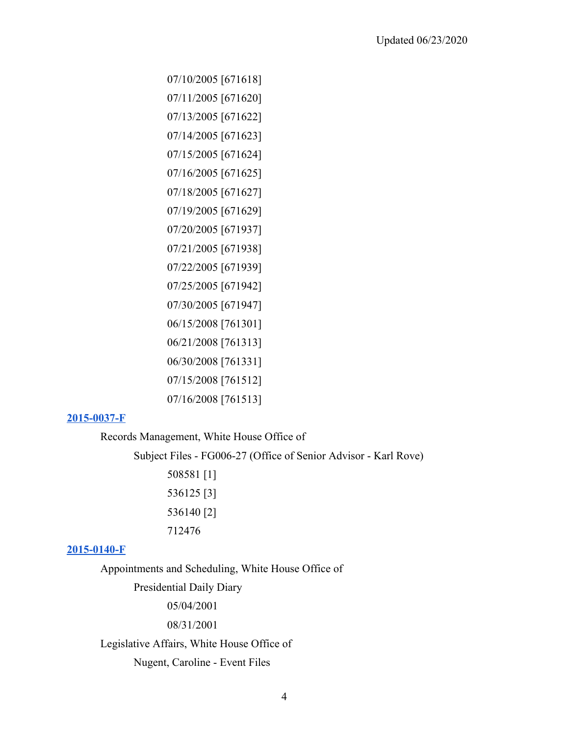07/10/2005 [671618]

07/11/2005 [671620]

07/13/2005 [671622]

07/14/2005 [671623]

07/15/2005 [671624]

07/16/2005 [671625]

07/18/2005 [671627]

07/19/2005 [671629]

07/20/2005 [671937]

07/21/2005 [671938]

07/22/2005 [671939]

07/25/2005 [671942]

07/30/2005 [671947]

06/15/2008 [761301]

06/21/2008 [761313]

06/30/2008 [761331]

07/15/2008 [761512]

07/16/2008 [761513]

**2015-0037-F**

Records Management, White House Office of

Subject Files - FG006-27 (Office of Senior Advisor - Karl Rove)

508581 [1]

536125 [3]

536140 [2]

712476

**2015-0140-F**

Appointments and Scheduling, White House Office of

Presidential Daily Diary

05/04/2001

08/31/2001

Legislative Affairs, White House Office of

Nugent, Caroline - Event Files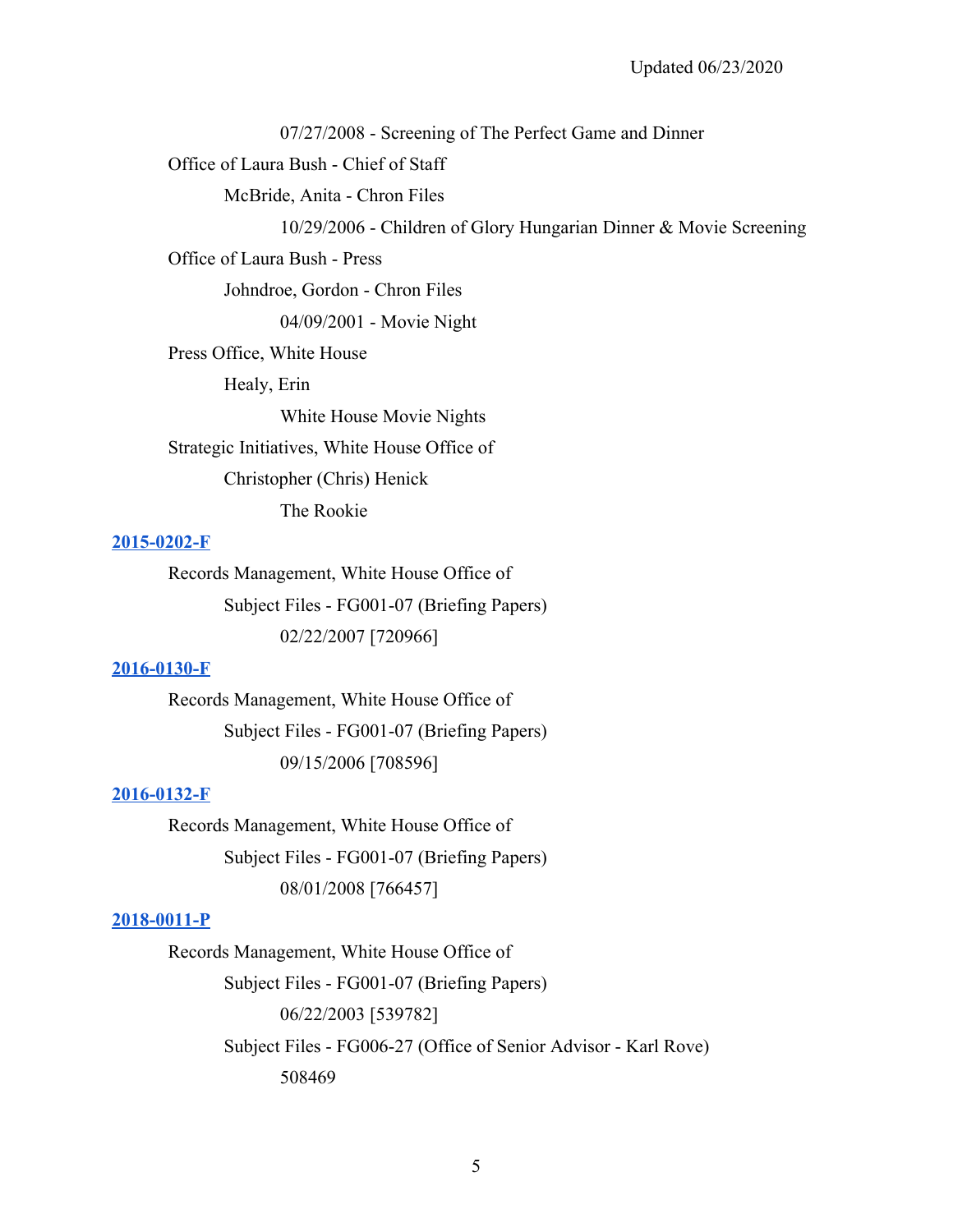07/27/2008 - Screening of The Perfect Game and Dinner

Office of Laura Bush - Chief of Staff

McBride, Anita - Chron Files

10/29/2006 - Children of Glory Hungarian Dinner & Movie Screening

Office of Laura Bush - Press

Johndroe, Gordon - Chron Files

04/09/2001 - Movie Night

Press Office, White House

Healy, Erin

White House Movie Nights

Strategic Initiatives, White House Office of

Christopher (Chris) Henick

The Rookie

**2015-0202-F**

Records Management, White House Office of

Subject Files - FG001-07 (Briefing Papers)

02/22/2007 [720966]

**2016-0130-F**

Records Management, White House Office of

Subject Files - FG001-07 (Briefing Papers)

09/15/2006 [708596]

**2016-0132-F**

Records Management, White House Office of

Subject Files - FG001-07 (Briefing Papers)

08/01/2008 [766457]

**2018-0011-P**

Records Management, White House Office of

Subject Files - FG001-07 (Briefing Papers)

06/22/2003 [539782]

Subject Files - FG006-27 (Office of Senior Advisor - Karl Rove)

508469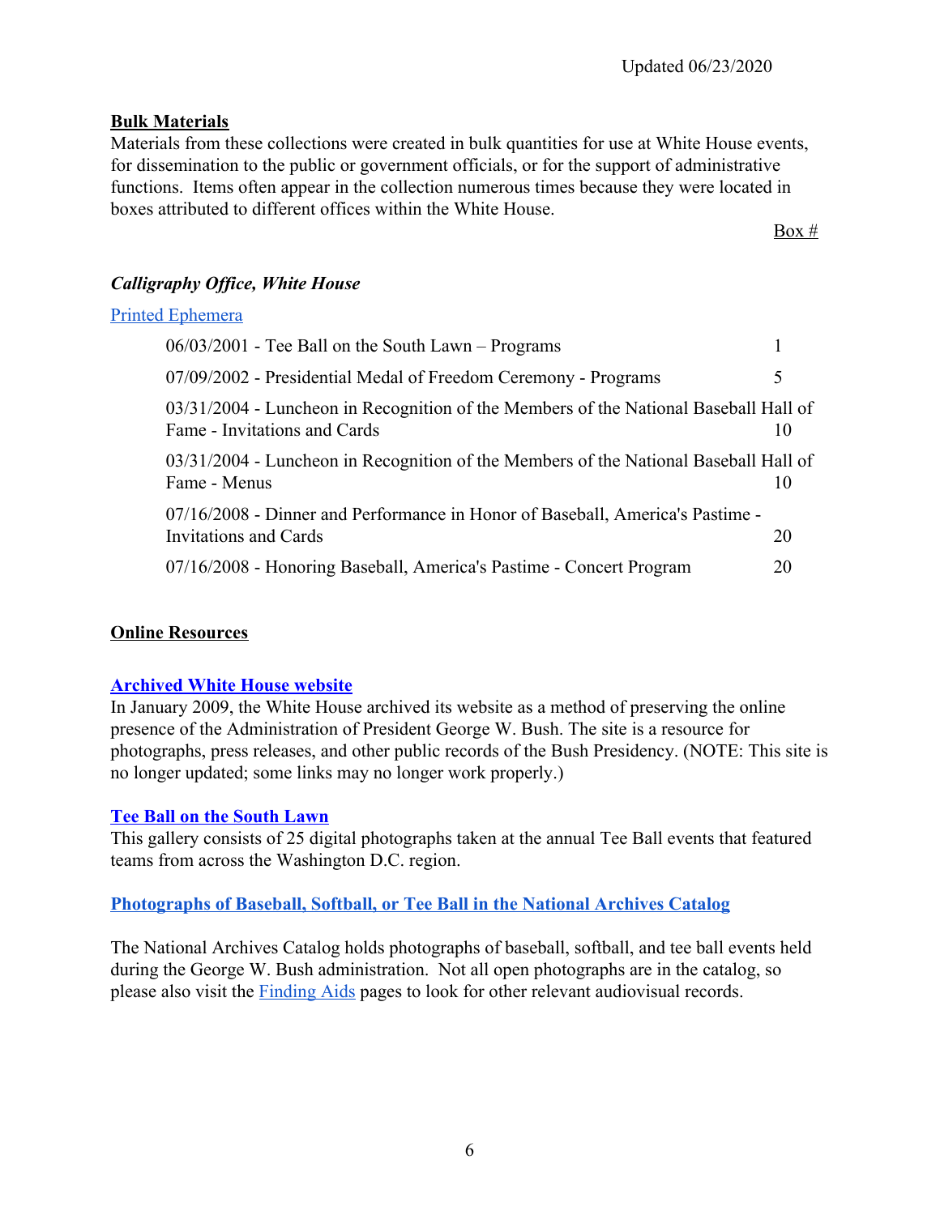Updated 06/23/2020

**Bulk Materials**

Materials from these collections were created in bulk quantities for use at White House events, for dissemination to the public or government officials, or for the support of administrative functions. Items often appear in the collection numerous times because they were located in boxes attributed to different offices within the White House.

### *Calligraphy Office, White House*

Printed Ephemera

| Item | Box # |
|---|---|
| 06/03/2001 - Tee Ball on the South Lawn – Programs | 1 |
| 07/09/2002 - Presidential Medal of Freedom Ceremony - Programs | 5 |
| 03/31/2004 - Luncheon in Recognition of the Members of the National Baseball Hall of Fame - Invitations and Cards | 10 |
| 03/31/2004 - Luncheon in Recognition of the Members of the National Baseball Hall of Fame - Menus | 10 |
| 07/16/2008 - Dinner and Performance in Honor of Baseball, America's Pastime - Invitations and Cards | 20 |
| 07/16/2008 - Honoring Baseball, America's Pastime - Concert Program | 20 |

**Online Resources**

**Archived White House website**

In January 2009, the White House archived its website as a method of preserving the online presence of the Administration of President George W. Bush. The site is a resource for photographs, press releases, and other public records of the Bush Presidency. (NOTE: This site is no longer updated; some links may no longer work properly.)

**Tee Ball on the South Lawn**

This gallery consists of 25 digital photographs taken at the annual Tee Ball events that featured teams from across the Washington D.C. region.

**Photographs of Baseball, Softball, or Tee Ball in the National Archives Catalog**

The National Archives Catalog holds photographs of baseball, softball, and tee ball events held during the George W. Bush administration. Not all open photographs are in the catalog, so please also visit the Finding Aids pages to look for other relevant audiovisual records.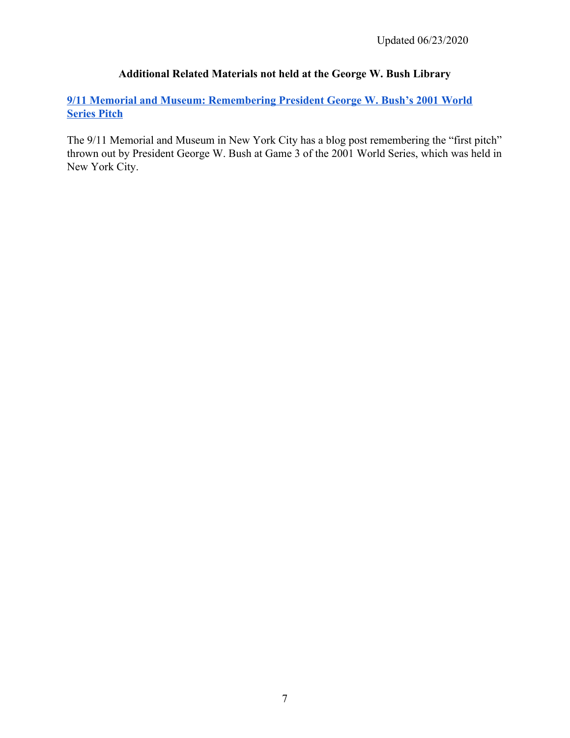Updated 06/23/2020

## Additional Related Materials not held at the George W. Bush Library

**9/11 Memorial and Museum: Remembering President George W. Bush's 2001 World Series Pitch**

The 9/11 Memorial and Museum in New York City has a blog post remembering the "first pitch" thrown out by President George W. Bush at Game 3 of the 2001 World Series, which was held in New York City.